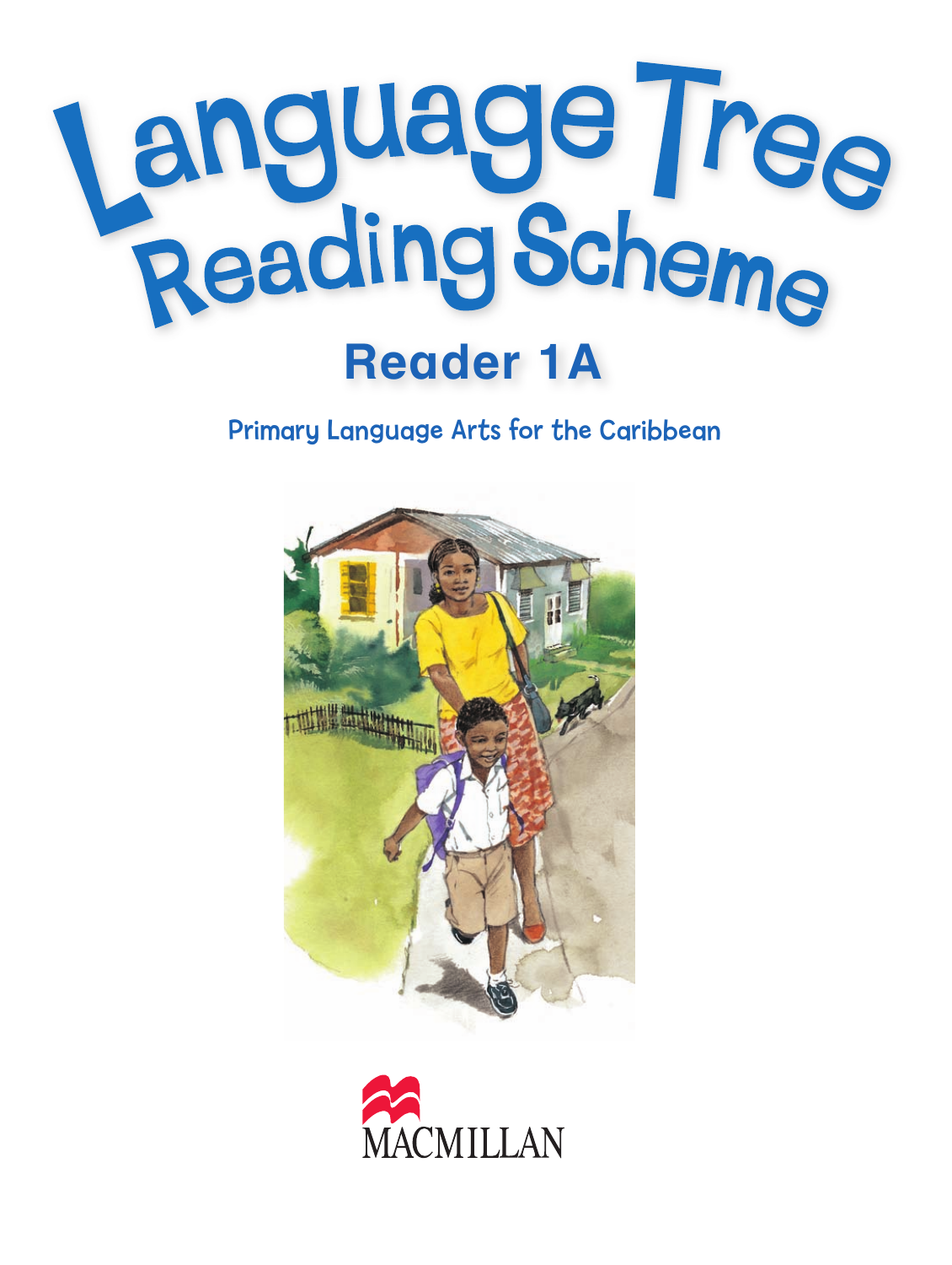# Language Tree Reading Scheme

## Reader 1A

Primary Language Arts for the Caribbean

MACMILLAN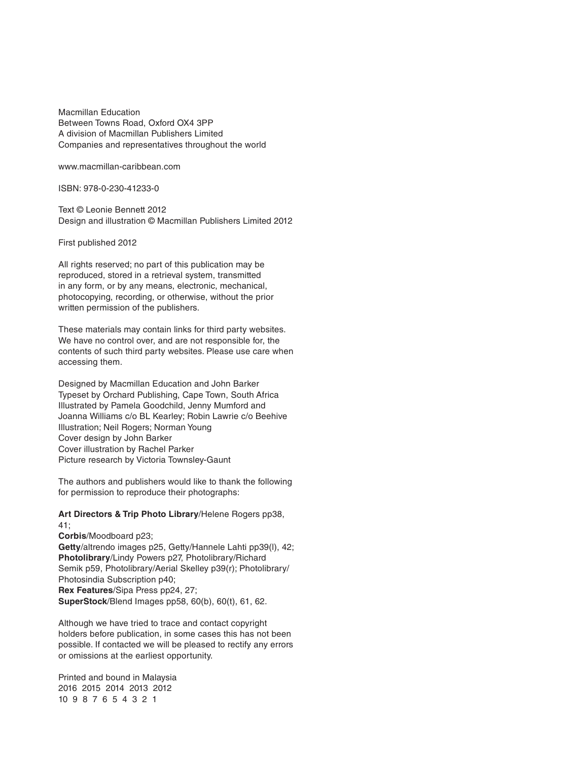Macmillan Education
Between Towns Road, Oxford OX4 3PP
A division of Macmillan Publishers Limited
Companies and representatives throughout the world

www.macmillan-caribbean.com

ISBN: 978-0-230-41233-0

Text © Leonie Bennett 2012
Design and illustration © Macmillan Publishers Limited 2012

First published 2012

All rights reserved; no part of this publication may be reproduced, stored in a retrieval system, transmitted in any form, or by any means, electronic, mechanical, photocopying, recording, or otherwise, without the prior written permission of the publishers.

These materials may contain links for third party websites. We have no control over, and are not responsible for, the contents of such third party websites. Please use care when accessing them.

Designed by Macmillan Education and John Barker
Typeset by Orchard Publishing, Cape Town, South Africa
Illustrated by Pamela Goodchild, Jenny Mumford and Joanna Williams c/o BL Kearley; Robin Lawrie c/o Beehive Illustration; Neil Rogers; Norman Young
Cover design by John Barker
Cover illustration by Rachel Parker
Picture research by Victoria Townsley-Gaunt

The authors and publishers would like to thank the following for permission to reproduce their photographs:

**Art Directors & Trip Photo Library**/Helene Rogers pp38, 41;
**Corbis**/Moodboard p23;
**Getty**/altrendo images p25, Getty/Hannele Lahti pp39(l), 42;
**Photolibrary**/Lindy Powers p27, Photolibrary/Richard Semik p59, Photolibrary/Aerial Skelley p39(r); Photolibrary/Photosindia Subscription p40;
**Rex Features**/Sipa Press pp24, 27;
**SuperStock**/Blend Images pp58, 60(b), 60(t), 61, 62.

Although we have tried to trace and contact copyright holders before publication, in some cases this has not been possible. If contacted we will be pleased to rectify any errors or omissions at the earliest opportunity.

Printed and bound in Malaysia
2016 2015 2014 2013 2012
10 9 8 7 6 5 4 3 2 1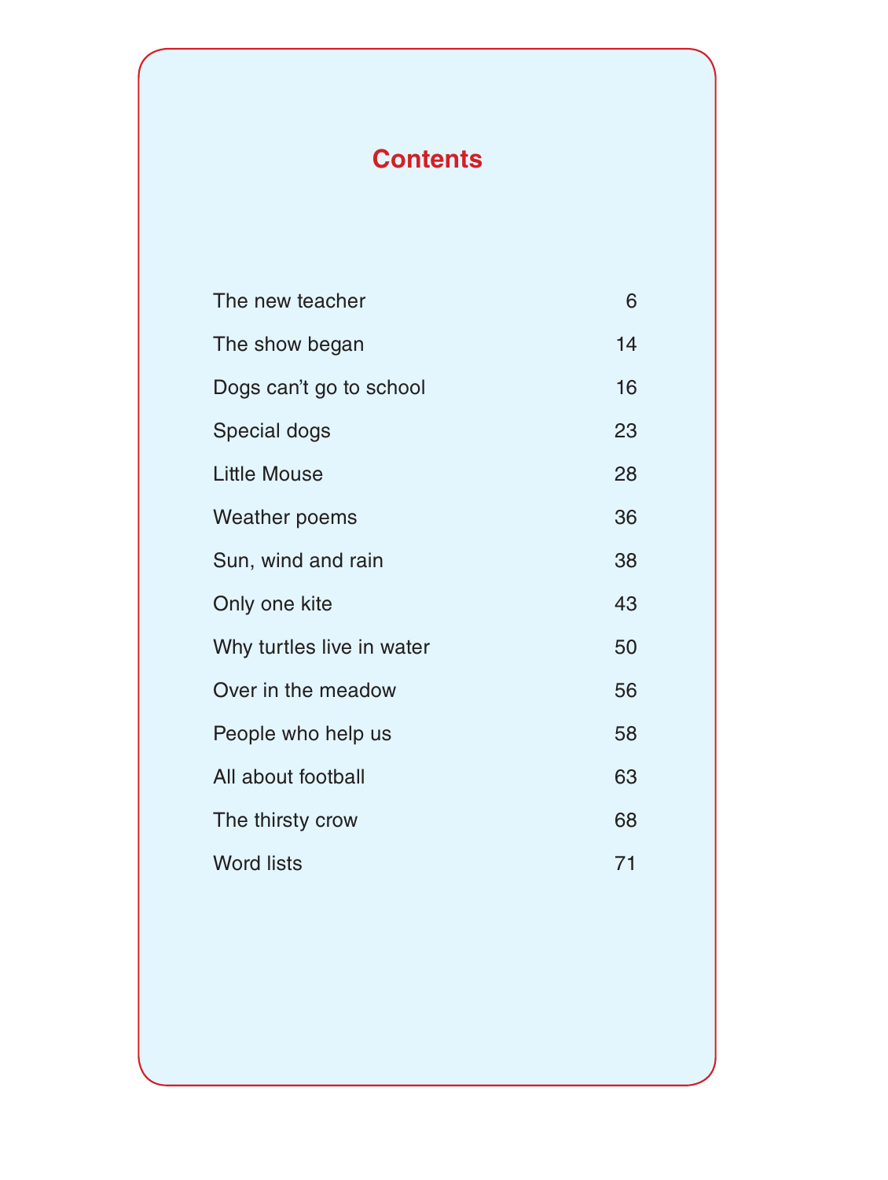# Contents

| | |
|---|---|
| The new teacher | 6 |
| The show began | 14 |
| Dogs can't go to school | 16 |
| Special dogs | 23 |
| Little Mouse | 28 |
| Weather poems | 36 |
| Sun, wind and rain | 38 |
| Only one kite | 43 |
| Why turtles live in water | 50 |
| Over in the meadow | 56 |
| People who help us | 58 |
| All about football | 63 |
| The thirsty crow | 68 |
| Word lists | 71 |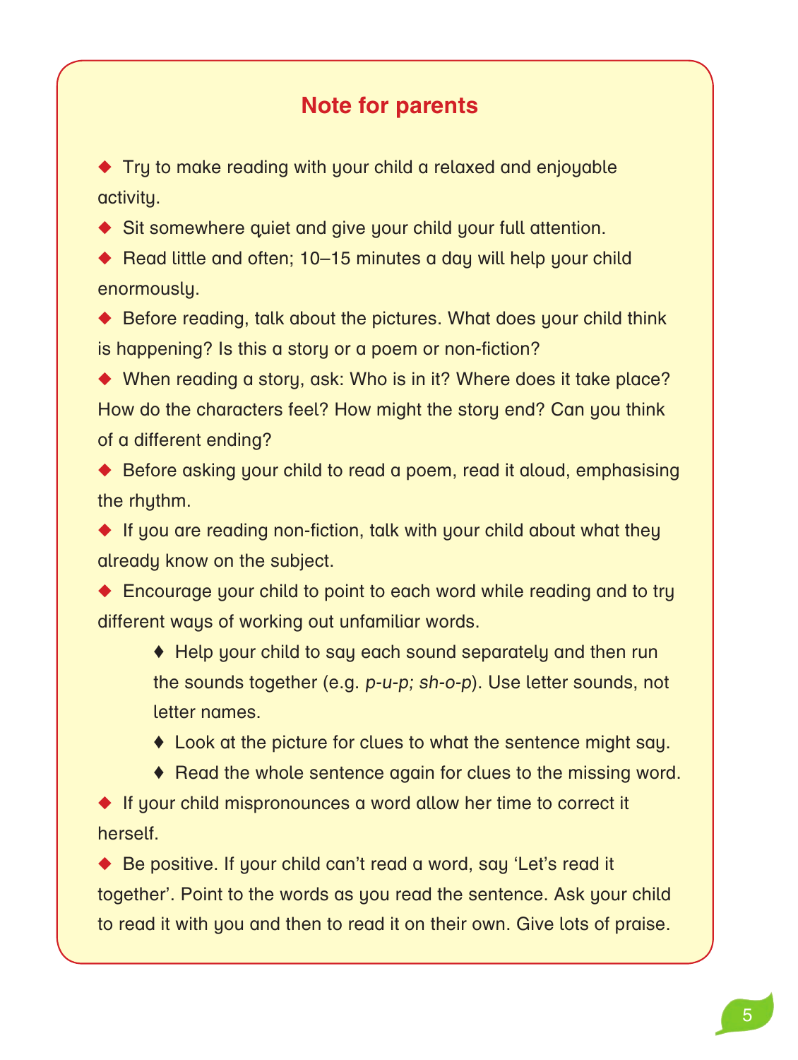## Note for parents

- Try to make reading with your child a relaxed and enjoyable activity.
- Sit somewhere quiet and give your child your full attention.
- Read little and often; 10–15 minutes a day will help your child enormously.
- Before reading, talk about the pictures. What does your child think is happening? Is this a story or a poem or non-fiction?
- When reading a story, ask: Who is in it? Where does it take place? How do the characters feel? How might the story end? Can you think of a different ending?
- Before asking your child to read a poem, read it aloud, emphasising the rhythm.
- If you are reading non-fiction, talk with your child about what they already know on the subject.
- Encourage your child to point to each word while reading and to try different ways of working out unfamiliar words.
  - Help your child to say each sound separately and then run the sounds together (e.g. *p-u-p; sh-o-p*). Use letter sounds, not letter names.
  - Look at the picture for clues to what the sentence might say.
  - Read the whole sentence again for clues to the missing word.
- If your child mispronounces a word allow her time to correct it herself.
- Be positive. If your child can't read a word, say 'Let's read it together'. Point to the words as you read the sentence. Ask your child to read it with you and then to read it on their own. Give lots of praise.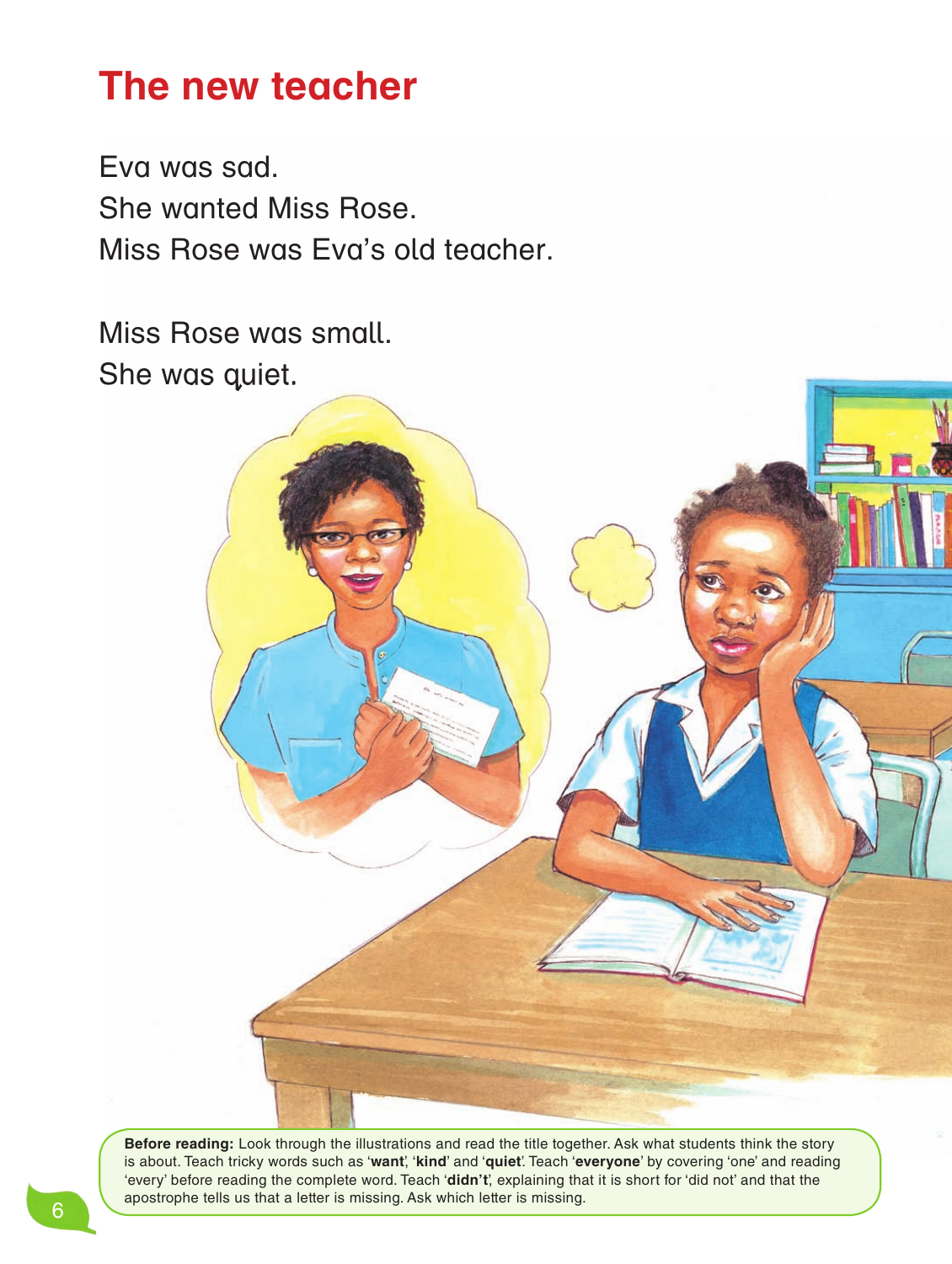# The new teacher

Eva was sad.
She wanted Miss Rose.
Miss Rose was Eva's old teacher.

Miss Rose was small.
She was quiet.

**Before reading:** Look through the illustrations and read the title together. Ask what students think the story is about. Teach tricky words such as '**want**', '**kind**' and '**quiet**'. Teach '**everyone**' by covering 'one' and reading 'every' before reading the complete word. Teach '**didn't**', explaining that it is short for 'did not' and that the apostrophe tells us that a letter is missing. Ask which letter is missing.